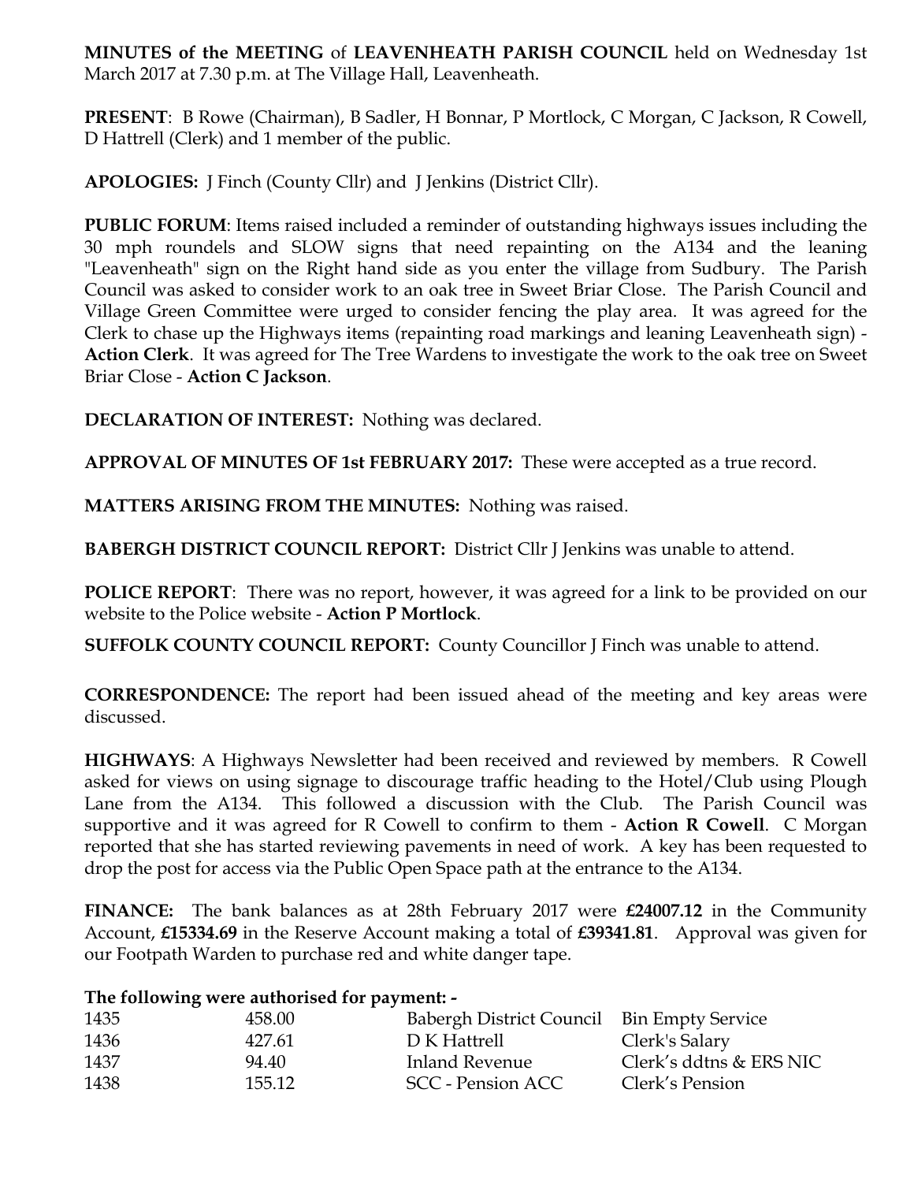**MINUTES of the MEETING** of **LEAVENHEATH PARISH COUNCIL** held on Wednesday 1st March 2017 at 7.30 p.m. at The Village Hall, Leavenheath.

**PRESENT**: B Rowe (Chairman), B Sadler, H Bonnar, P Mortlock, C Morgan, C Jackson, R Cowell, D Hattrell (Clerk) and 1 member of the public.

**APOLOGIES:** J Finch (County Cllr) and J Jenkins (District Cllr).

**PUBLIC FORUM**: Items raised included a reminder of outstanding highways issues including the 30 mph roundels and SLOW signs that need repainting on the A134 and the leaning "Leavenheath" sign on the Right hand side as you enter the village from Sudbury. The Parish Council was asked to consider work to an oak tree in Sweet Briar Close. The Parish Council and Village Green Committee were urged to consider fencing the play area. It was agreed for the Clerk to chase up the Highways items (repainting road markings and leaning Leavenheath sign) - **Action Clerk**. It was agreed for The Tree Wardens to investigate the work to the oak tree on Sweet Briar Close - **Action C Jackson**.

**DECLARATION OF INTEREST:** Nothing was declared.

**APPROVAL OF MINUTES OF 1st FEBRUARY 2017:** These were accepted as a true record.

**MATTERS ARISING FROM THE MINUTES:** Nothing was raised.

**BABERGH DISTRICT COUNCIL REPORT:** District Cllr J Jenkins was unable to attend.

**POLICE REPORT**: There was no report, however, it was agreed for a link to be provided on our website to the Police website - **Action P Mortlock**.

**SUFFOLK COUNTY COUNCIL REPORT:** County Councillor J Finch was unable to attend.

**CORRESPONDENCE:** The report had been issued ahead of the meeting and key areas were discussed.

**HIGHWAYS**: A Highways Newsletter had been received and reviewed by members. R Cowell asked for views on using signage to discourage traffic heading to the Hotel/Club using Plough Lane from the A134. This followed a discussion with the Club. The Parish Council was supportive and it was agreed for R Cowell to confirm to them - **Action R Cowell**. C Morgan reported that she has started reviewing pavements in need of work. A key has been requested to drop the post for access via the Public Open Space path at the entrance to the A134.

**FINANCE:** The bank balances as at 28th February 2017 were **£24007.12** in the Community Account, **£15334.69** in the Reserve Account making a total of **£39341.81**. Approval was given for our Footpath Warden to purchase red and white danger tape.

**The following were authorised for payment: -**

| | | | |
|---|---|---|---|
| 1435 | 458.00 | Babergh District Council | Bin Empty Service |
| 1436 | 427.61 | D K Hattrell | Clerk's Salary |
| 1437 | 94.40 | Inland Revenue | Clerk's ddtns & ERS NIC |
| 1438 | 155.12 | SCC - Pension ACC | Clerk's Pension |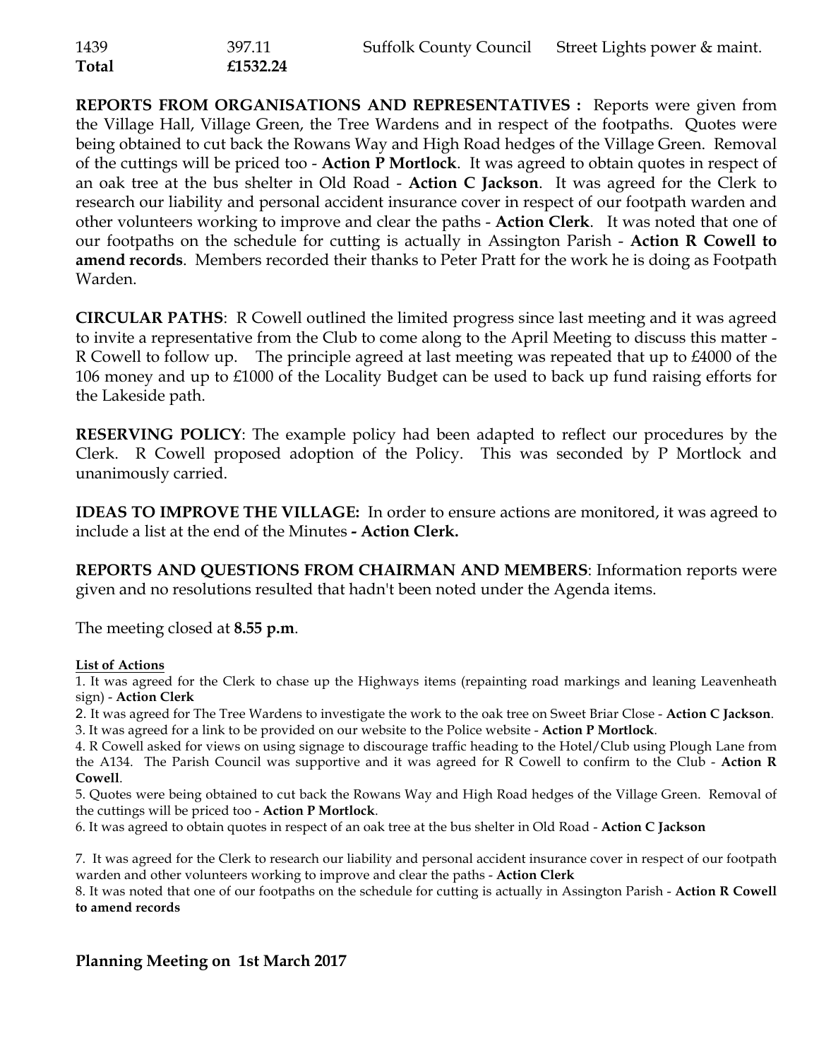| | | | |
|---|---|---|---|
| 1439 | 397.11 | Suffolk County Council | Street Lights power & maint. |
| **Total** | **£1532.24** | | |

**REPORTS FROM ORGANISATIONS AND REPRESENTATIVES :** Reports were given from the Village Hall, Village Green, the Tree Wardens and in respect of the footpaths. Quotes were being obtained to cut back the Rowans Way and High Road hedges of the Village Green. Removal of the cuttings will be priced too - **Action P Mortlock**. It was agreed to obtain quotes in respect of an oak tree at the bus shelter in Old Road - **Action C Jackson**. It was agreed for the Clerk to research our liability and personal accident insurance cover in respect of our footpath warden and other volunteers working to improve and clear the paths - **Action Clerk**. It was noted that one of our footpaths on the schedule for cutting is actually in Assington Parish - **Action R Cowell to amend records**. Members recorded their thanks to Peter Pratt for the work he is doing as Footpath Warden.

**CIRCULAR PATHS**: R Cowell outlined the limited progress since last meeting and it was agreed to invite a representative from the Club to come along to the April Meeting to discuss this matter - R Cowell to follow up. The principle agreed at last meeting was repeated that up to £4000 of the 106 money and up to £1000 of the Locality Budget can be used to back up fund raising efforts for the Lakeside path.

**RESERVING POLICY**: The example policy had been adapted to reflect our procedures by the Clerk. R Cowell proposed adoption of the Policy. This was seconded by P Mortlock and unanimously carried.

**IDEAS TO IMPROVE THE VILLAGE:** In order to ensure actions are monitored, it was agreed to include a list at the end of the Minutes **- Action Clerk.**

**REPORTS AND QUESTIONS FROM CHAIRMAN AND MEMBERS**: Information reports were given and no resolutions resulted that hadn't been noted under the Agenda items.

The meeting closed at **8.55 p.m**.

**List of Actions**

1. It was agreed for the Clerk to chase up the Highways items (repainting road markings and leaning Leavenheath sign) - **Action Clerk**
2. It was agreed for The Tree Wardens to investigate the work to the oak tree on Sweet Briar Close - **Action C Jackson**.
3. It was agreed for a link to be provided on our website to the Police website - **Action P Mortlock**.
4. R Cowell asked for views on using signage to discourage traffic heading to the Hotel/Club using Plough Lane from the A134. The Parish Council was supportive and it was agreed for R Cowell to confirm to the Club - **Action R Cowell**.
5. Quotes were being obtained to cut back the Rowans Way and High Road hedges of the Village Green. Removal of the cuttings will be priced too - **Action P Mortlock**.
6. It was agreed to obtain quotes in respect of an oak tree at the bus shelter in Old Road - **Action C Jackson**
7. It was agreed for the Clerk to research our liability and personal accident insurance cover in respect of our footpath warden and other volunteers working to improve and clear the paths - **Action Clerk**
8. It was noted that one of our footpaths on the schedule for cutting is actually in Assington Parish - **Action R Cowell to amend records**

## Planning Meeting on 1st March 2017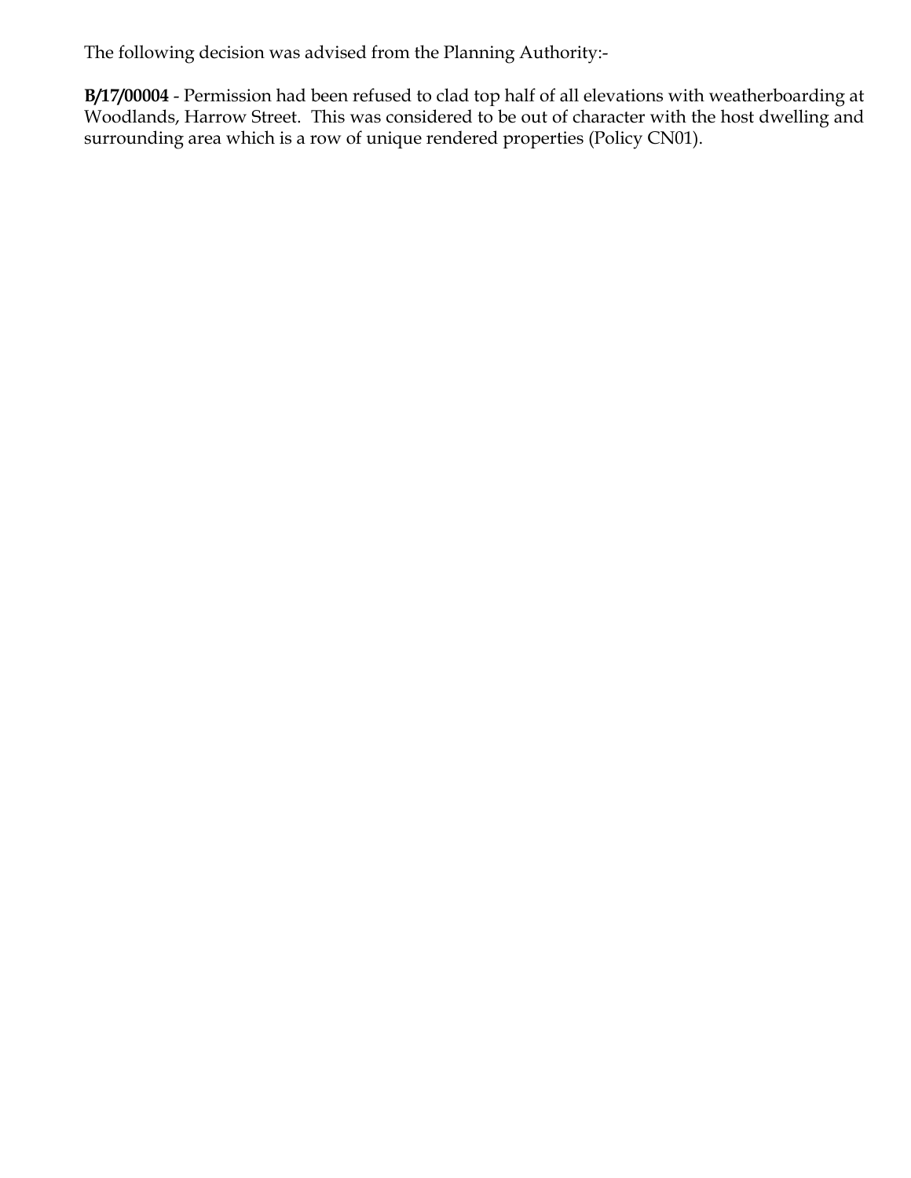The following decision was advised from the Planning Authority:-

**B/17/00004** - Permission had been refused to clad top half of all elevations with weatherboarding at Woodlands, Harrow Street. This was considered to be out of character with the host dwelling and surrounding area which is a row of unique rendered properties (Policy CN01).